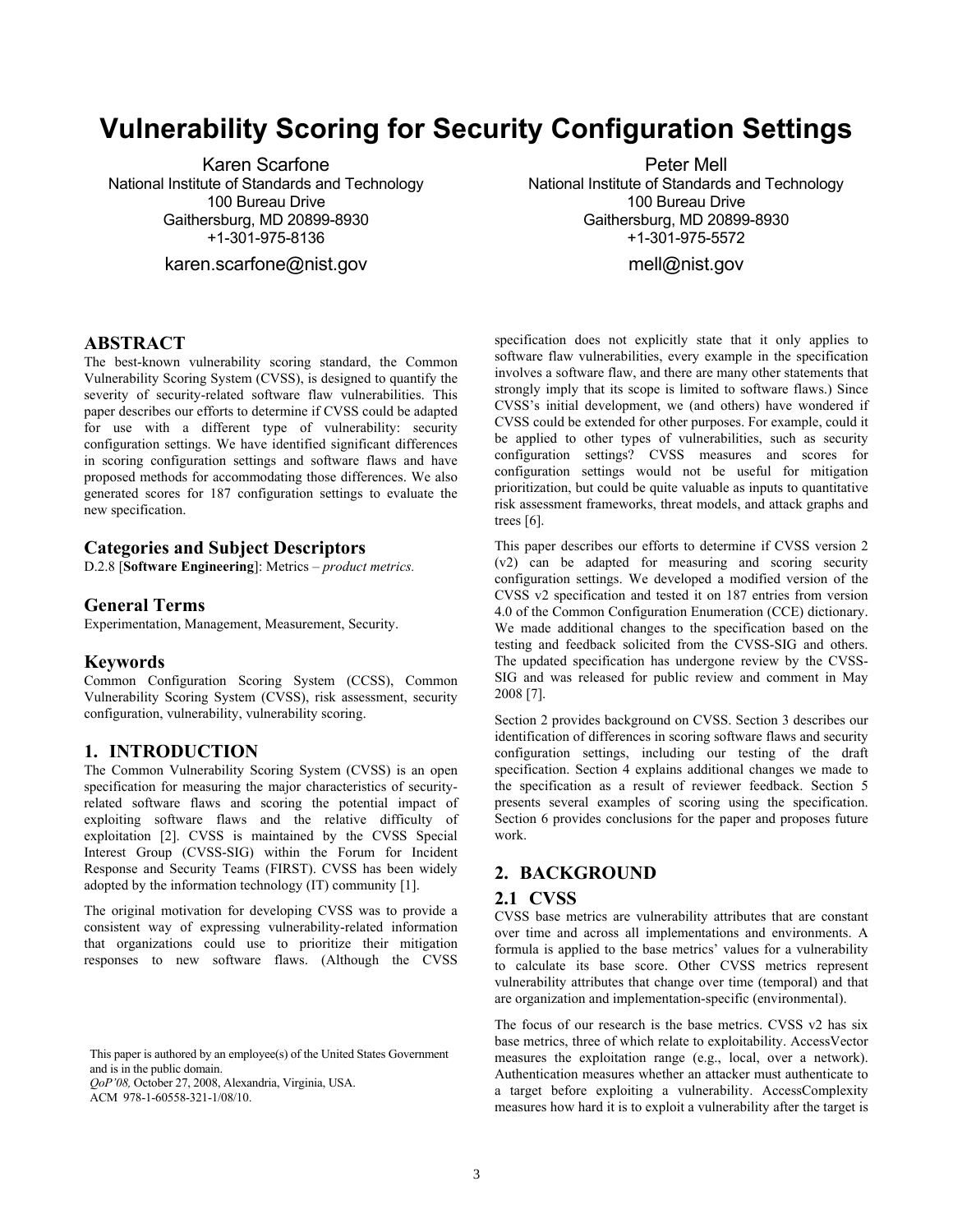# Vulnerability Scoring for Security Configuration Settings

Karen Scarfone
National Institute of Standards and Technology
100 Bureau Drive
Gaithersburg, MD 20899-8930
+1-301-975-8136
karen.scarfone@nist.gov

Peter Mell
National Institute of Standards and Technology
100 Bureau Drive
Gaithersburg, MD 20899-8930
+1-301-975-5572
mell@nist.gov

## ABSTRACT

The best-known vulnerability scoring standard, the Common Vulnerability Scoring System (CVSS), is designed to quantify the severity of security-related software flaw vulnerabilities. This paper describes our efforts to determine if CVSS could be adapted for use with a different type of vulnerability: security configuration settings. We have identified significant differences in scoring configuration settings and software flaws and have proposed methods for accommodating those differences. We also generated scores for 187 configuration settings to evaluate the new specification.

### Categories and Subject Descriptors

D.2.8 [**Software Engineering**]: Metrics – *product metrics.*

### General Terms

Experimentation, Management, Measurement, Security.

### Keywords

Common Configuration Scoring System (CCSS), Common Vulnerability Scoring System (CVSS), risk assessment, security configuration, vulnerability, vulnerability scoring.

## 1. INTRODUCTION

The Common Vulnerability Scoring System (CVSS) is an open specification for measuring the major characteristics of security-related software flaws and scoring the potential impact of exploiting software flaws and the relative difficulty of exploitation [2]. CVSS is maintained by the CVSS Special Interest Group (CVSS-SIG) within the Forum for Incident Response and Security Teams (FIRST). CVSS has been widely adopted by the information technology (IT) community [1].

The original motivation for developing CVSS was to provide a consistent way of expressing vulnerability-related information that organizations could use to prioritize their mitigation responses to new software flaws. (Although the CVSS specification does not explicitly state that it only applies to software flaw vulnerabilities, every example in the specification involves a software flaw, and there are many other statements that strongly imply that its scope is limited to software flaws.) Since CVSS's initial development, we (and others) have wondered if CVSS could be extended for other purposes. For example, could it be applied to other types of vulnerabilities, such as security configuration settings? CVSS measures and scores for configuration settings would not be useful for mitigation prioritization, but could be quite valuable as inputs to quantitative risk assessment frameworks, threat models, and attack graphs and trees [6].

This paper describes our efforts to determine if CVSS version 2 (v2) can be adapted for measuring and scoring security configuration settings. We developed a modified version of the CVSS v2 specification and tested it on 187 entries from version 4.0 of the Common Configuration Enumeration (CCE) dictionary. We made additional changes to the specification based on the testing and feedback solicited from the CVSS-SIG and others. The updated specification has undergone review by the CVSS-SIG and was released for public review and comment in May 2008 [7].

Section 2 provides background on CVSS. Section 3 describes our identification of differences in scoring software flaws and security configuration settings, including our testing of the draft specification. Section 4 explains additional changes we made to the specification as a result of reviewer feedback. Section 5 presents several examples of scoring using the specification. Section 6 provides conclusions for the paper and proposes future work.

## 2. BACKGROUND

### 2.1 CVSS

CVSS base metrics are vulnerability attributes that are constant over time and across all implementations and environments. A formula is applied to the base metrics' values for a vulnerability to calculate its base score. Other CVSS metrics represent vulnerability attributes that change over time (temporal) and that are organization and implementation-specific (environmental).

The focus of our research is the base metrics. CVSS v2 has six base metrics, three of which relate to exploitability. AccessVector measures the exploitation range (e.g., local, over a network). Authentication measures whether an attacker must authenticate to a target before exploiting a vulnerability. AccessComplexity measures how hard it is to exploit a vulnerability after the target is

This paper is authored by an employee(s) of the United States Government and is in the public domain.
*QoP'08,* October 27, 2008, Alexandria, Virginia, USA.
ACM 978-1-60558-321-1/08/10.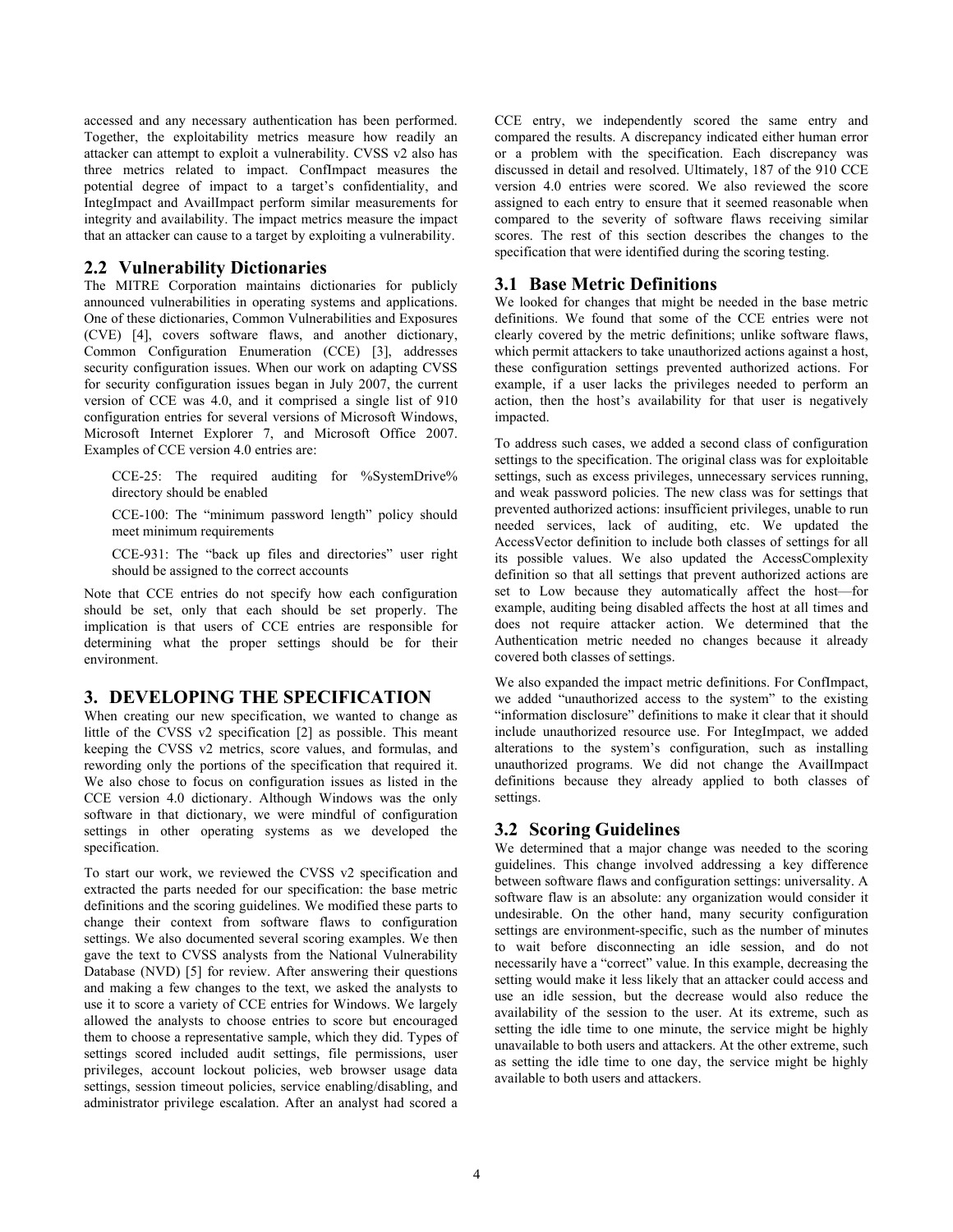accessed and any necessary authentication has been performed. Together, the exploitability metrics measure how readily an attacker can attempt to exploit a vulnerability. CVSS v2 also has three metrics related to impact. ConfImpact measures the potential degree of impact to a target's confidentiality, and IntegImpact and AvailImpact perform similar measurements for integrity and availability. The impact metrics measure the impact that an attacker can cause to a target by exploiting a vulnerability.

## 2.2 Vulnerability Dictionaries

The MITRE Corporation maintains dictionaries for publicly announced vulnerabilities in operating systems and applications. One of these dictionaries, Common Vulnerabilities and Exposures (CVE) [4], covers software flaws, and another dictionary, Common Configuration Enumeration (CCE) [3], addresses security configuration issues. When our work on adapting CVSS for security configuration issues began in July 2007, the current version of CCE was 4.0, and it comprised a single list of 910 configuration entries for several versions of Microsoft Windows, Microsoft Internet Explorer 7, and Microsoft Office 2007. Examples of CCE version 4.0 entries are:

> CCE-25: The required auditing for %SystemDrive% directory should be enabled
>
> CCE-100: The "minimum password length" policy should meet minimum requirements
>
> CCE-931: The "back up files and directories" user right should be assigned to the correct accounts

Note that CCE entries do not specify how each configuration should be set, only that each should be set properly. The implication is that users of CCE entries are responsible for determining what the proper settings should be for their environment.

# 3. DEVELOPING THE SPECIFICATION

When creating our new specification, we wanted to change as little of the CVSS v2 specification [2] as possible. This meant keeping the CVSS v2 metrics, score values, and formulas, and rewording only the portions of the specification that required it. We also chose to focus on configuration issues as listed in the CCE version 4.0 dictionary. Although Windows was the only software in that dictionary, we were mindful of configuration settings in other operating systems as we developed the specification.

To start our work, we reviewed the CVSS v2 specification and extracted the parts needed for our specification: the base metric definitions and the scoring guidelines. We modified these parts to change their context from software flaws to configuration settings. We also documented several scoring examples. We then gave the text to CVSS analysts from the National Vulnerability Database (NVD) [5] for review. After answering their questions and making a few changes to the text, we asked the analysts to use it to score a variety of CCE entries for Windows. We largely allowed the analysts to choose entries to score but encouraged them to choose a representative sample, which they did. Types of settings scored included audit settings, file permissions, user privileges, account lockout policies, web browser usage data settings, session timeout policies, service enabling/disabling, and administrator privilege escalation. After an analyst had scored a CCE entry, we independently scored the same entry and compared the results. A discrepancy indicated either human error or a problem with the specification. Each discrepancy was discussed in detail and resolved. Ultimately, 187 of the 910 CCE version 4.0 entries were scored. We also reviewed the score assigned to each entry to ensure that it seemed reasonable when compared to the severity of software flaws receiving similar scores. The rest of this section describes the changes to the specification that were identified during the scoring testing.

## 3.1 Base Metric Definitions

We looked for changes that might be needed in the base metric definitions. We found that some of the CCE entries were not clearly covered by the metric definitions; unlike software flaws, which permit attackers to take unauthorized actions against a host, these configuration settings prevented authorized actions. For example, if a user lacks the privileges needed to perform an action, then the host's availability for that user is negatively impacted.

To address such cases, we added a second class of configuration settings to the specification. The original class was for exploitable settings, such as excess privileges, unnecessary services running, and weak password policies. The new class was for settings that prevented authorized actions: insufficient privileges, unable to run needed services, lack of auditing, etc. We updated the AccessVector definition to include both classes of settings for all its possible values. We also updated the AccessComplexity definition so that all settings that prevent authorized actions are set to Low because they automatically affect the host—for example, auditing being disabled affects the host at all times and does not require attacker action. We determined that the Authentication metric needed no changes because it already covered both classes of settings.

We also expanded the impact metric definitions. For ConfImpact, we added "unauthorized access to the system" to the existing "information disclosure" definitions to make it clear that it should include unauthorized resource use. For IntegImpact, we added alterations to the system's configuration, such as installing unauthorized programs. We did not change the AvailImpact definitions because they already applied to both classes of settings.

## 3.2 Scoring Guidelines

We determined that a major change was needed to the scoring guidelines. This change involved addressing a key difference between software flaws and configuration settings: universality. A software flaw is an absolute: any organization would consider it undesirable. On the other hand, many security configuration settings are environment-specific, such as the number of minutes to wait before disconnecting an idle session, and do not necessarily have a "correct" value. In this example, decreasing the setting would make it less likely that an attacker could access and use an idle session, but the decrease would also reduce the availability of the session to the user. At its extreme, such as setting the idle time to one minute, the service might be highly unavailable to both users and attackers. At the other extreme, such as setting the idle time to one day, the service might be highly available to both users and attackers.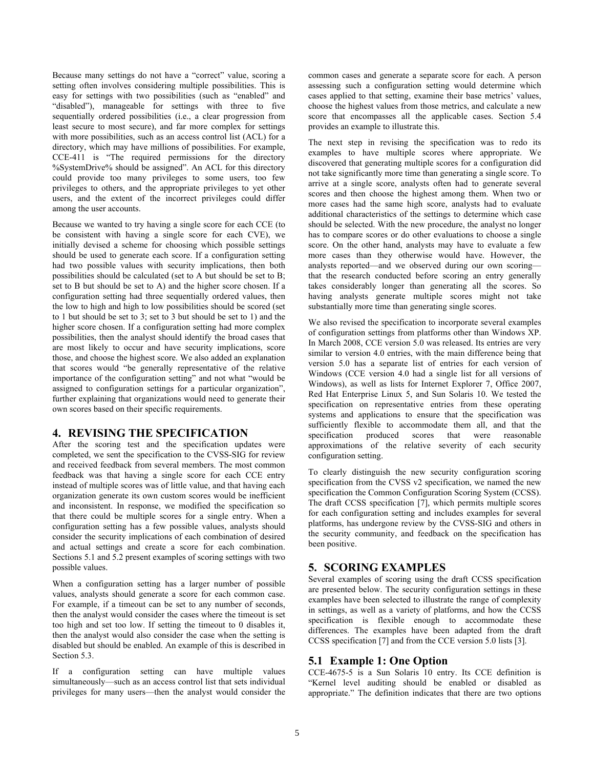Because many settings do not have a "correct" value, scoring a setting often involves considering multiple possibilities. This is easy for settings with two possibilities (such as "enabled" and "disabled"), manageable for settings with three to five sequentially ordered possibilities (i.e., a clear progression from least secure to most secure), and far more complex for settings with more possibilities, such as an access control list (ACL) for a directory, which may have millions of possibilities. For example, CCE-411 is "The required permissions for the directory %SystemDrive% should be assigned". An ACL for this directory could provide too many privileges to some users, too few privileges to others, and the appropriate privileges to yet other users, and the extent of the incorrect privileges could differ among the user accounts.

Because we wanted to try having a single score for each CCE (to be consistent with having a single score for each CVE), we initially devised a scheme for choosing which possible settings should be used to generate each score. If a configuration setting had two possible values with security implications, then both possibilities should be calculated (set to A but should be set to B; set to B but should be set to A) and the higher score chosen. If a configuration setting had three sequentially ordered values, then the low to high and high to low possibilities should be scored (set to 1 but should be set to 3; set to 3 but should be set to 1) and the higher score chosen. If a configuration setting had more complex possibilities, then the analyst should identify the broad cases that are most likely to occur and have security implications, score those, and choose the highest score. We also added an explanation that scores would "be generally representative of the relative importance of the configuration setting" and not what "would be assigned to configuration settings for a particular organization", further explaining that organizations would need to generate their own scores based on their specific requirements.

## 4. REVISING THE SPECIFICATION

After the scoring test and the specification updates were completed, we sent the specification to the CVSS-SIG for review and received feedback from several members. The most common feedback was that having a single score for each CCE entry instead of multiple scores was of little value, and that having each organization generate its own custom scores would be inefficient and inconsistent. In response, we modified the specification so that there could be multiple scores for a single entry. When a configuration setting has a few possible values, analysts should consider the security implications of each combination of desired and actual settings and create a score for each combination. Sections 5.1 and 5.2 present examples of scoring settings with two possible values.

When a configuration setting has a larger number of possible values, analysts should generate a score for each common case. For example, if a timeout can be set to any number of seconds, then the analyst would consider the cases where the timeout is set too high and set too low. If setting the timeout to 0 disables it, then the analyst would also consider the case when the setting is disabled but should be enabled. An example of this is described in Section 5.3.

If a configuration setting can have multiple values simultaneously—such as an access control list that sets individual privileges for many users—then the analyst would consider the common cases and generate a separate score for each. A person assessing such a configuration setting would determine which cases applied to that setting, examine their base metrics' values, choose the highest values from those metrics, and calculate a new score that encompasses all the applicable cases. Section 5.4 provides an example to illustrate this.

The next step in revising the specification was to redo its examples to have multiple scores where appropriate. We discovered that generating multiple scores for a configuration did not take significantly more time than generating a single score. To arrive at a single score, analysts often had to generate several scores and then choose the highest among them. When two or more cases had the same high score, analysts had to evaluate additional characteristics of the settings to determine which case should be selected. With the new procedure, the analyst no longer has to compare scores or do other evaluations to choose a single score. On the other hand, analysts may have to evaluate a few more cases than they otherwise would have. However, the analysts reported—and we observed during our own scoring—that the research conducted before scoring an entry generally takes considerably longer than generating all the scores. So having analysts generate multiple scores might not take substantially more time than generating single scores.

We also revised the specification to incorporate several examples of configuration settings from platforms other than Windows XP. In March 2008, CCE version 5.0 was released. Its entries are very similar to version 4.0 entries, with the main difference being that version 5.0 has a separate list of entries for each version of Windows (CCE version 4.0 had a single list for all versions of Windows), as well as lists for Internet Explorer 7, Office 2007, Red Hat Enterprise Linux 5, and Sun Solaris 10. We tested the specification on representative entries from these operating systems and applications to ensure that the specification was sufficiently flexible to accommodate them all, and that the specification produced scores that were reasonable approximations of the relative severity of each security configuration setting.

To clearly distinguish the new security configuration scoring specification from the CVSS v2 specification, we named the new specification the Common Configuration Scoring System (CCSS). The draft CCSS specification [7], which permits multiple scores for each configuration setting and includes examples for several platforms, has undergone review by the CVSS-SIG and others in the security community, and feedback on the specification has been positive.

## 5. SCORING EXAMPLES

Several examples of scoring using the draft CCSS specification are presented below. The security configuration settings in these examples have been selected to illustrate the range of complexity in settings, as well as a variety of platforms, and how the CCSS specification is flexible enough to accommodate these differences. The examples have been adapted from the draft CCSS specification [7] and from the CCE version 5.0 lists [3].

### 5.1 Example 1: One Option

CCE-4675-5 is a Sun Solaris 10 entry. Its CCE definition is "Kernel level auditing should be enabled or disabled as appropriate." The definition indicates that there are two options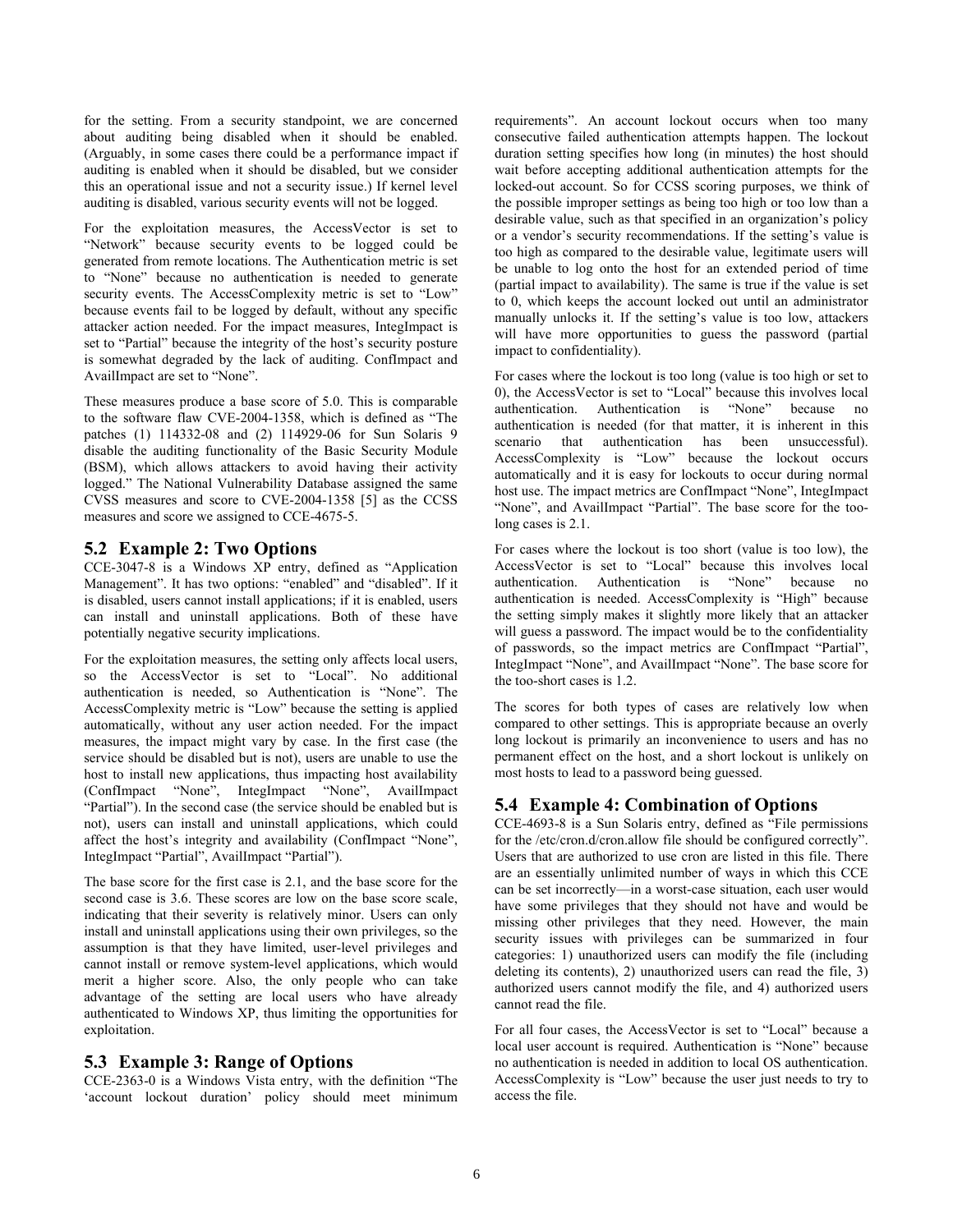for the setting. From a security standpoint, we are concerned about auditing being disabled when it should be enabled. (Arguably, in some cases there could be a performance impact if auditing is enabled when it should be disabled, but we consider this an operational issue and not a security issue.) If kernel level auditing is disabled, various security events will not be logged.

For the exploitation measures, the AccessVector is set to "Network" because security events to be logged could be generated from remote locations. The Authentication metric is set to "None" because no authentication is needed to generate security events. The AccessComplexity metric is set to "Low" because events fail to be logged by default, without any specific attacker action needed. For the impact measures, IntegImpact is set to "Partial" because the integrity of the host's security posture is somewhat degraded by the lack of auditing. ConfImpact and AvailImpact are set to "None".

These measures produce a base score of 5.0. This is comparable to the software flaw CVE-2004-1358, which is defined as "The patches (1) 114332-08 and (2) 114929-06 for Sun Solaris 9 disable the auditing functionality of the Basic Security Module (BSM), which allows attackers to avoid having their activity logged." The National Vulnerability Database assigned the same CVSS measures and score to CVE-2004-1358 [5] as the CCSS measures and score we assigned to CCE-4675-5.

## 5.2 Example 2: Two Options

CCE-3047-8 is a Windows XP entry, defined as "Application Management". It has two options: "enabled" and "disabled". If it is disabled, users cannot install applications; if it is enabled, users can install and uninstall applications. Both of these have potentially negative security implications.

For the exploitation measures, the setting only affects local users, so the AccessVector is set to "Local". No additional authentication is needed, so Authentication is "None". The AccessComplexity metric is "Low" because the setting is applied automatically, without any user action needed. For the impact measures, the impact might vary by case. In the first case (the service should be disabled but is not), users are unable to use the host to install new applications, thus impacting host availability (ConfImpact "None", IntegImpact "None", AvailImpact "Partial"). In the second case (the service should be enabled but is not), users can install and uninstall applications, which could affect the host's integrity and availability (ConfImpact "None", IntegImpact "Partial", AvailImpact "Partial").

The base score for the first case is 2.1, and the base score for the second case is 3.6. These scores are low on the base score scale, indicating that their severity is relatively minor. Users can only install and uninstall applications using their own privileges, so the assumption is that they have limited, user-level privileges and cannot install or remove system-level applications, which would merit a higher score. Also, the only people who can take advantage of the setting are local users who have already authenticated to Windows XP, thus limiting the opportunities for exploitation.

## 5.3 Example 3: Range of Options

CCE-2363-0 is a Windows Vista entry, with the definition "The 'account lockout duration' policy should meet minimum requirements". An account lockout occurs when too many consecutive failed authentication attempts happen. The lockout duration setting specifies how long (in minutes) the host should wait before accepting additional authentication attempts for the locked-out account. So for CCSS scoring purposes, we think of the possible improper settings as being too high or too low than a desirable value, such as that specified in an organization's policy or a vendor's security recommendations. If the setting's value is too high as compared to the desirable value, legitimate users will be unable to log onto the host for an extended period of time (partial impact to availability). The same is true if the value is set to 0, which keeps the account locked out until an administrator manually unlocks it. If the setting's value is too low, attackers will have more opportunities to guess the password (partial impact to confidentiality).

For cases where the lockout is too long (value is too high or set to 0), the AccessVector is set to "Local" because this involves local authentication. Authentication is "None" because no authentication is needed (for that matter, it is inherent in this scenario that authentication has been unsuccessful). AccessComplexity is "Low" because the lockout occurs automatically and it is easy for lockouts to occur during normal host use. The impact metrics are ConfImpact "None", IntegImpact "None", and AvailImpact "Partial". The base score for the too-long cases is 2.1.

For cases where the lockout is too short (value is too low), the AccessVector is set to "Local" because this involves local authentication. Authentication is "None" because no authentication is needed. AccessComplexity is "High" because the setting simply makes it slightly more likely that an attacker will guess a password. The impact would be to the confidentiality of passwords, so the impact metrics are ConfImpact "Partial", IntegImpact "None", and AvailImpact "None". The base score for the too-short cases is 1.2.

The scores for both types of cases are relatively low when compared to other settings. This is appropriate because an overly long lockout is primarily an inconvenience to users and has no permanent effect on the host, and a short lockout is unlikely on most hosts to lead to a password being guessed.

## 5.4 Example 4: Combination of Options

CCE-4693-8 is a Sun Solaris entry, defined as "File permissions for the /etc/cron.d/cron.allow file should be configured correctly". Users that are authorized to use cron are listed in this file. There are an essentially unlimited number of ways in which this CCE can be set incorrectly—in a worst-case situation, each user would have some privileges that they should not have and would be missing other privileges that they need. However, the main security issues with privileges can be summarized in four categories: 1) unauthorized users can modify the file (including deleting its contents), 2) unauthorized users can read the file, 3) authorized users cannot modify the file, and 4) authorized users cannot read the file.

For all four cases, the AccessVector is set to "Local" because a local user account is required. Authentication is "None" because no authentication is needed in addition to local OS authentication. AccessComplexity is "Low" because the user just needs to try to access the file.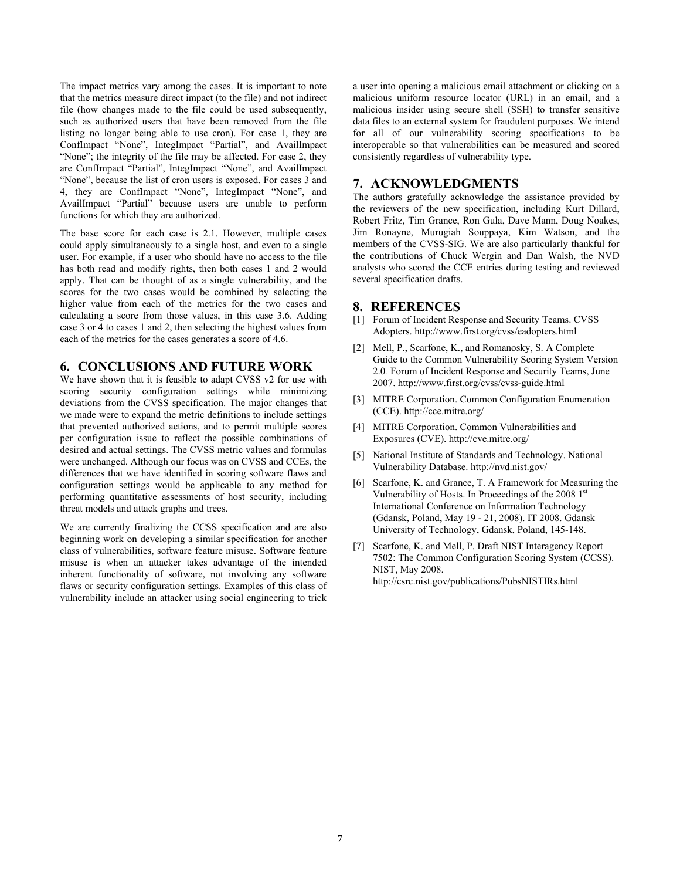The impact metrics vary among the cases. It is important to note that the metrics measure direct impact (to the file) and not indirect file (how changes made to the file could be used subsequently, such as authorized users that have been removed from the file listing no longer being able to use cron). For case 1, they are ConfImpact "None", IntegImpact "Partial", and AvailImpact "None"; the integrity of the file may be affected. For case 2, they are ConfImpact "Partial", IntegImpact "None", and AvailImpact "None", because the list of cron users is exposed. For cases 3 and 4, they are ConfImpact "None", IntegImpact "None", and AvailImpact "Partial" because users are unable to perform functions for which they are authorized.

The base score for each case is 2.1. However, multiple cases could apply simultaneously to a single host, and even to a single user. For example, if a user who should have no access to the file has both read and modify rights, then both cases 1 and 2 would apply. That can be thought of as a single vulnerability, and the scores for the two cases would be combined by selecting the higher value from each of the metrics for the two cases and calculating a score from those values, in this case 3.6. Adding case 3 or 4 to cases 1 and 2, then selecting the highest values from each of the metrics for the cases generates a score of 4.6.

## 6. CONCLUSIONS AND FUTURE WORK

We have shown that it is feasible to adapt CVSS v2 for use with scoring security configuration settings while minimizing deviations from the CVSS specification. The major changes that we made were to expand the metric definitions to include settings that prevented authorized actions, and to permit multiple scores per configuration issue to reflect the possible combinations of desired and actual settings. The CVSS metric values and formulas were unchanged. Although our focus was on CVSS and CCEs, the differences that we have identified in scoring software flaws and configuration settings would be applicable to any method for performing quantitative assessments of host security, including threat models and attack graphs and trees.

We are currently finalizing the CCSS specification and are also beginning work on developing a similar specification for another class of vulnerabilities, software feature misuse. Software feature misuse is when an attacker takes advantage of the intended inherent functionality of software, not involving any software flaws or security configuration settings. Examples of this class of vulnerability include an attacker using social engineering to trick a user into opening a malicious email attachment or clicking on a malicious uniform resource locator (URL) in an email, and a malicious insider using secure shell (SSH) to transfer sensitive data files to an external system for fraudulent purposes. We intend for all of our vulnerability scoring specifications to be interoperable so that vulnerabilities can be measured and scored consistently regardless of vulnerability type.

## 7. ACKNOWLEDGMENTS

The authors gratefully acknowledge the assistance provided by the reviewers of the new specification, including Kurt Dillard, Robert Fritz, Tim Grance, Ron Gula, Dave Mann, Doug Noakes, Jim Ronayne, Murugiah Souppaya, Kim Watson, and the members of the CVSS-SIG. We are also particularly thankful for the contributions of Chuck Wergin and Dan Walsh, the NVD analysts who scored the CCE entries during testing and reviewed several specification drafts.

## 8. REFERENCES

[1] Forum of Incident Response and Security Teams. CVSS Adopters. http://www.first.org/cvss/eadopters.html

[2] Mell, P., Scarfone, K., and Romanosky, S. A Complete Guide to the Common Vulnerability Scoring System Version 2.0*.* Forum of Incident Response and Security Teams, June 2007. http://www.first.org/cvss/cvss-guide.html

[3] MITRE Corporation. Common Configuration Enumeration (CCE). http://cce.mitre.org/

[4] MITRE Corporation. Common Vulnerabilities and Exposures (CVE). http://cve.mitre.org/

[5] National Institute of Standards and Technology. National Vulnerability Database. http://nvd.nist.gov/

[6] Scarfone, K. and Grance, T. A Framework for Measuring the Vulnerability of Hosts. In Proceedings of the 2008 1st International Conference on Information Technology (Gdansk, Poland, May 19 - 21, 2008). IT 2008. Gdansk University of Technology, Gdansk, Poland, 145-148.

[7] Scarfone, K. and Mell, P. Draft NIST Interagency Report 7502: The Common Configuration Scoring System (CCSS). NIST, May 2008. http://csrc.nist.gov/publications/PubsNISTIRs.html